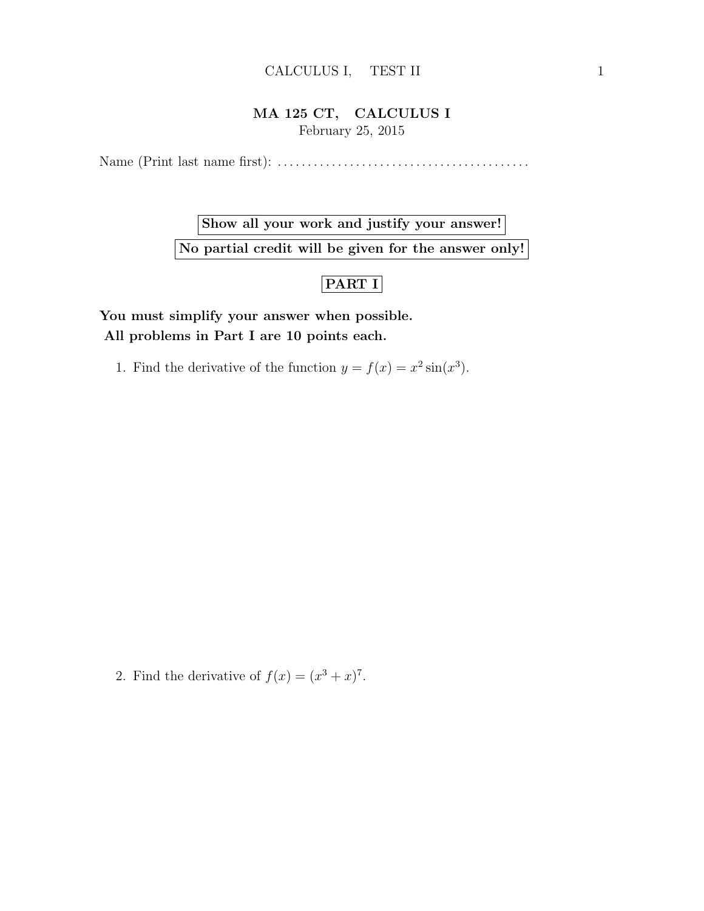# MA 125 CT, CALCULUS I

February 25, 2015

Name (Print last name first): .........................................

**Show all your work and justify your answer!**

**No partial credit will be given for the answer only!**

## PART I

**You must simplify your answer when possible.**

**All problems in Part I are 10 points each.**

1. Find the derivative of the function $y = f(x) = x^2 \sin(x^3)$.

2. Find the derivative of $f(x) = (x^3 + x)^7$.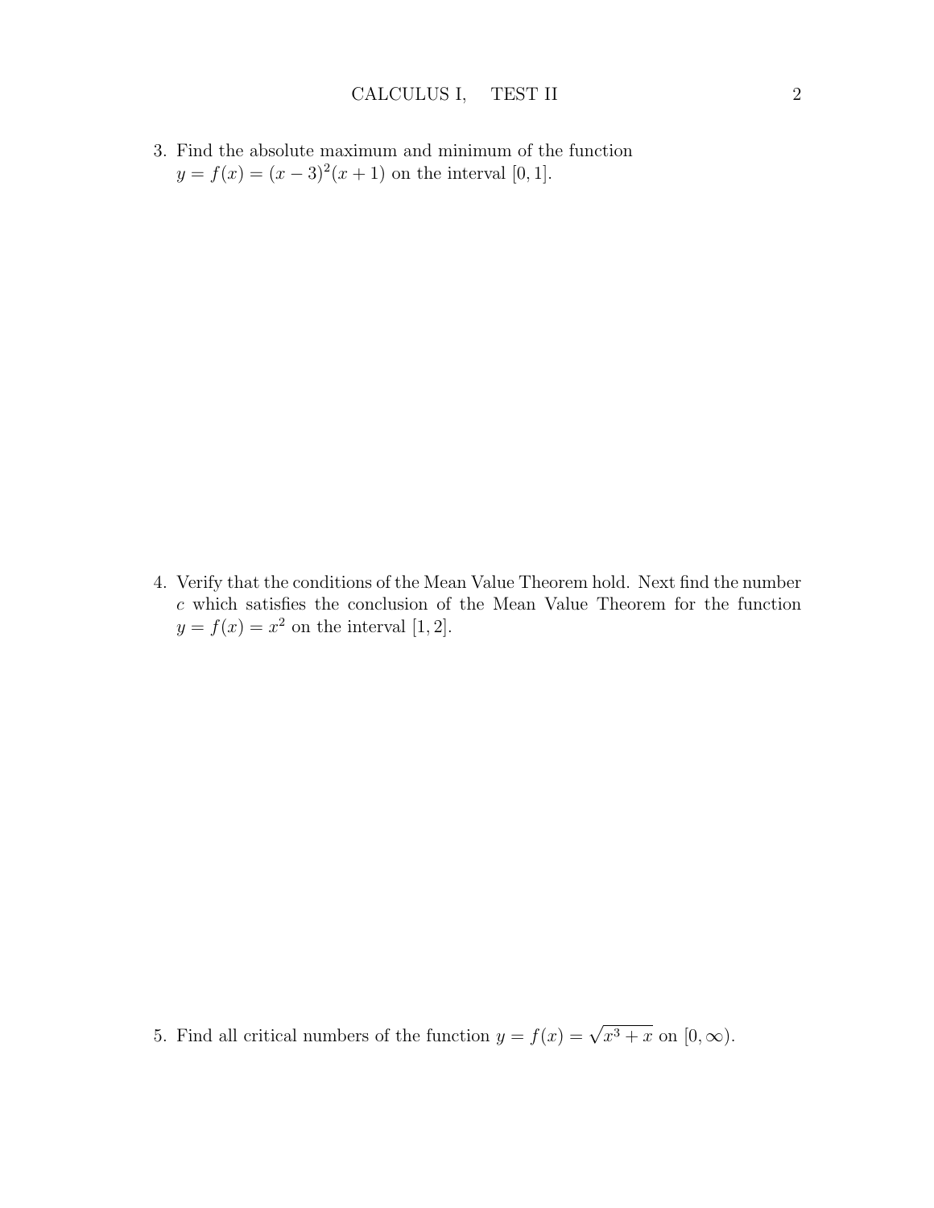3. Find the absolute maximum and minimum of the function $y = f(x) = (x - 3)^2(x + 1)$ on the interval $[0, 1]$.

4. Verify that the conditions of the Mean Value Theorem hold. Next find the number $c$ which satisfies the conclusion of the Mean Value Theorem for the function $y = f(x) = x^2$ on the interval $[1, 2]$.

5. Find all critical numbers of the function $y = f(x) = \sqrt{x^3 + x}$ on $[0, \infty)$.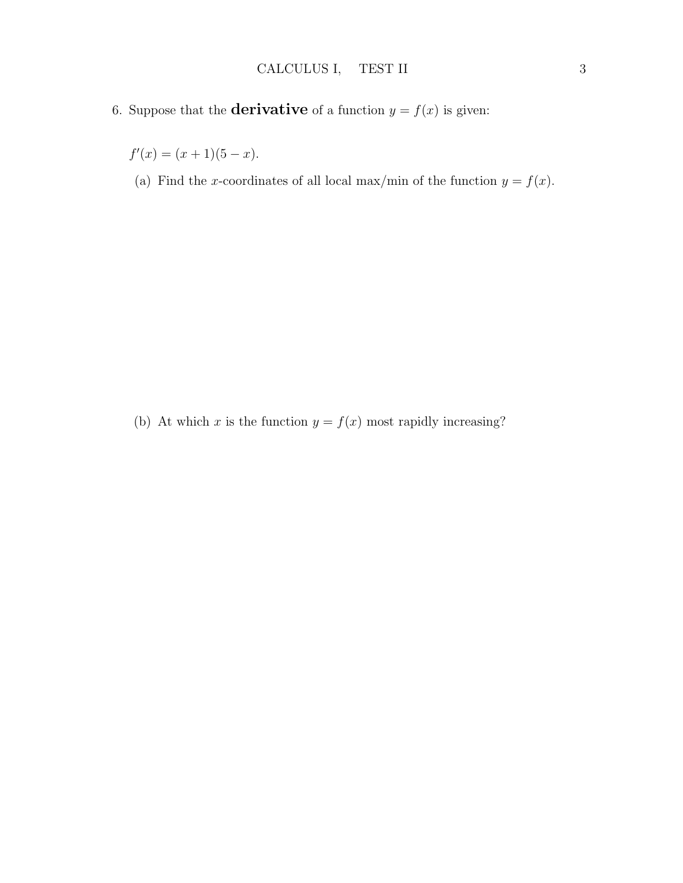6. Suppose that the **derivative** of a function $y = f(x)$ is given:

$f'(x) = (x + 1)(5 - x).$

(a) Find the $x$-coordinates of all local max/min of the function $y = f(x)$.

(b) At which $x$ is the function $y = f(x)$ most rapidly increasing?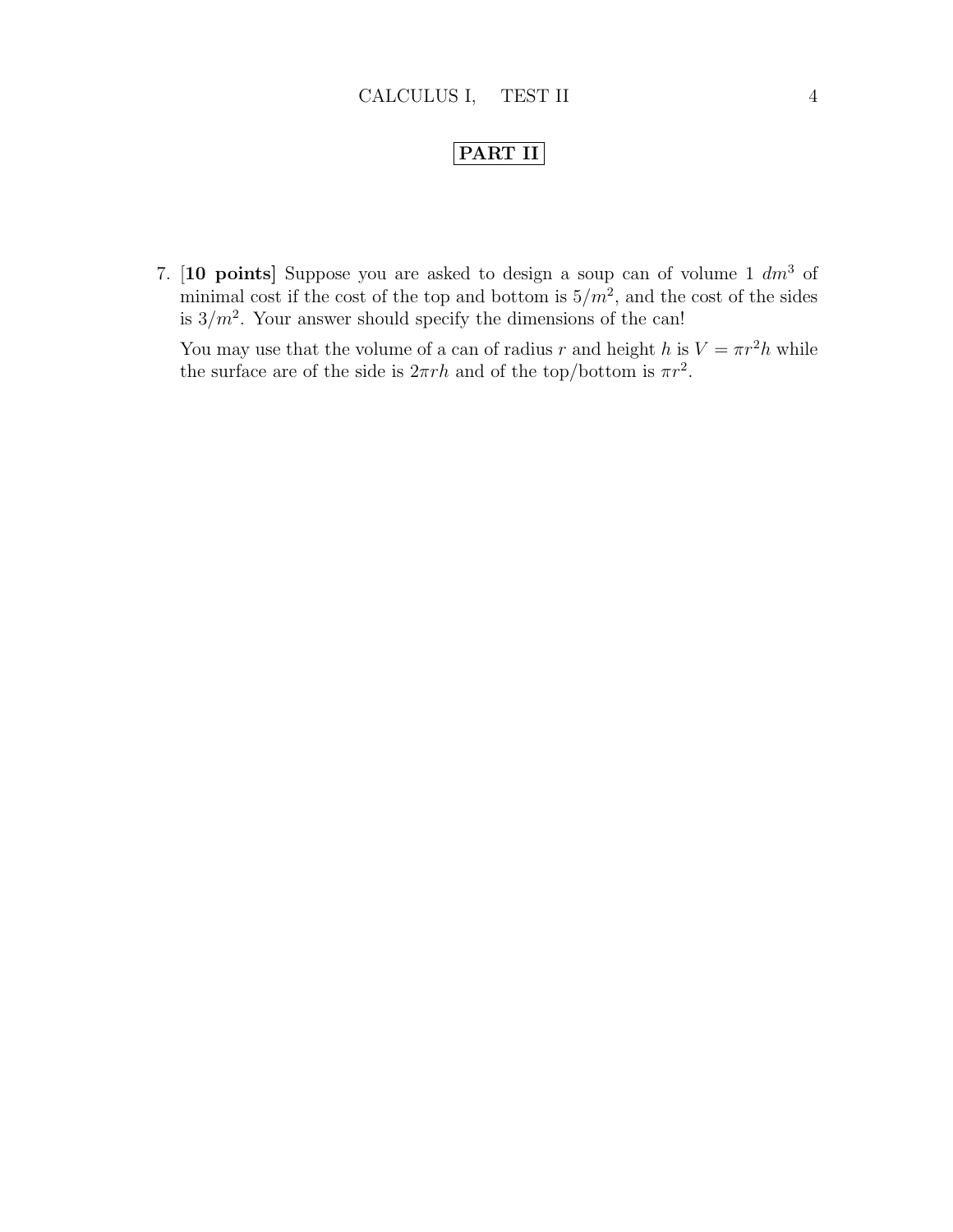**PART II**

7. [**10 points**] Suppose you are asked to design a soup can of volume 1 $dm^3$ of minimal cost if the cost of the top and bottom is $5/m^2$, and the cost of the sides is $3/m^2$. Your answer should specify the dimensions of the can!

   You may use that the volume of a can of radius $r$ and height $h$ is $V = \pi r^2 h$ while the surface are of the side is $2\pi r h$ and of the top/bottom is $\pi r^2$.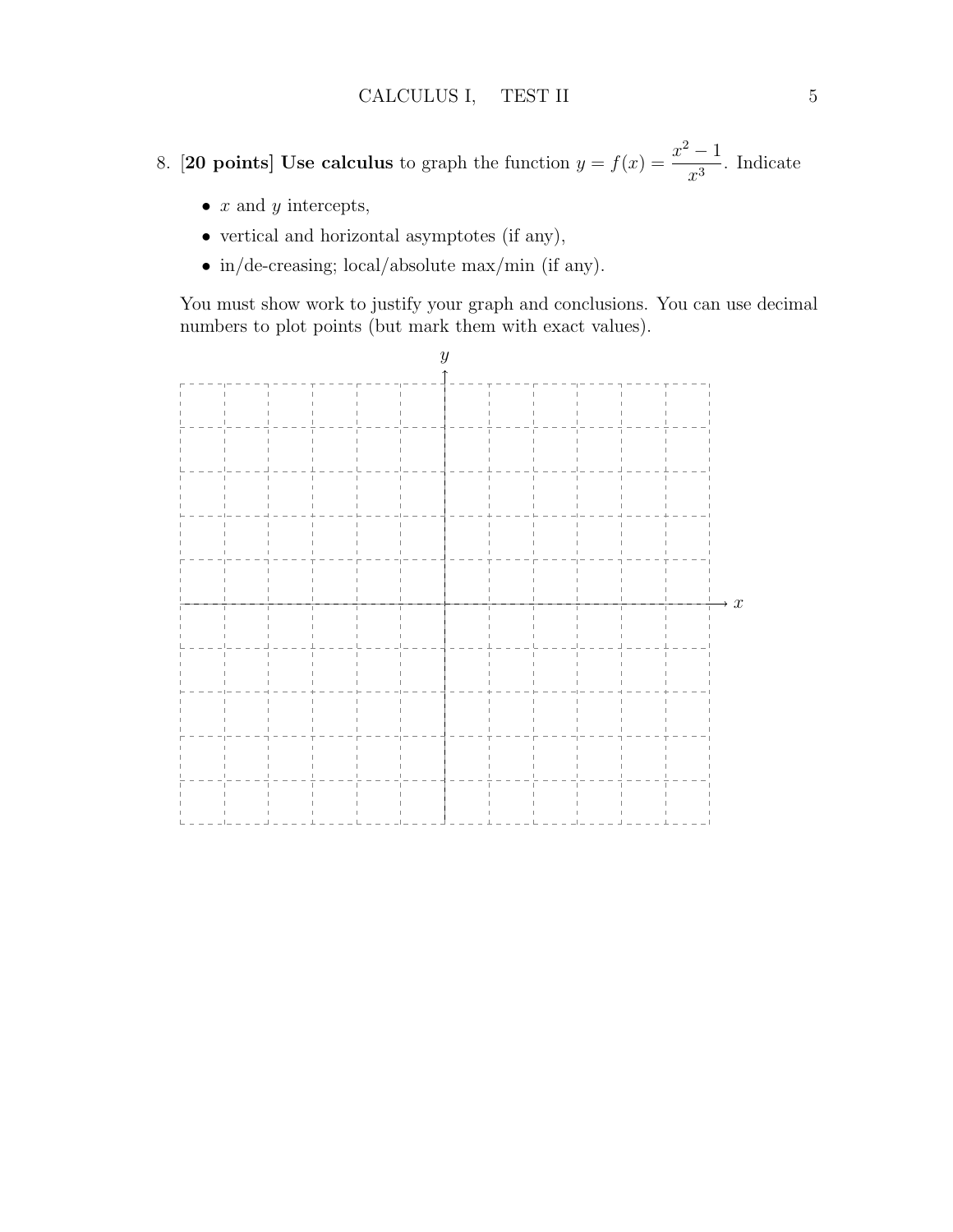8. **[20 points] Use calculus** to graph the function $y = f(x) = \dfrac{x^2 - 1}{x^3}$. Indicate

- $x$ and $y$ intercepts,
- vertical and horizontal asymptotes (if any),
- in/de-creasing; local/absolute max/min (if any).

You must show work to justify your graph and conclusions. You can use decimal numbers to plot points (but mark them with exact values).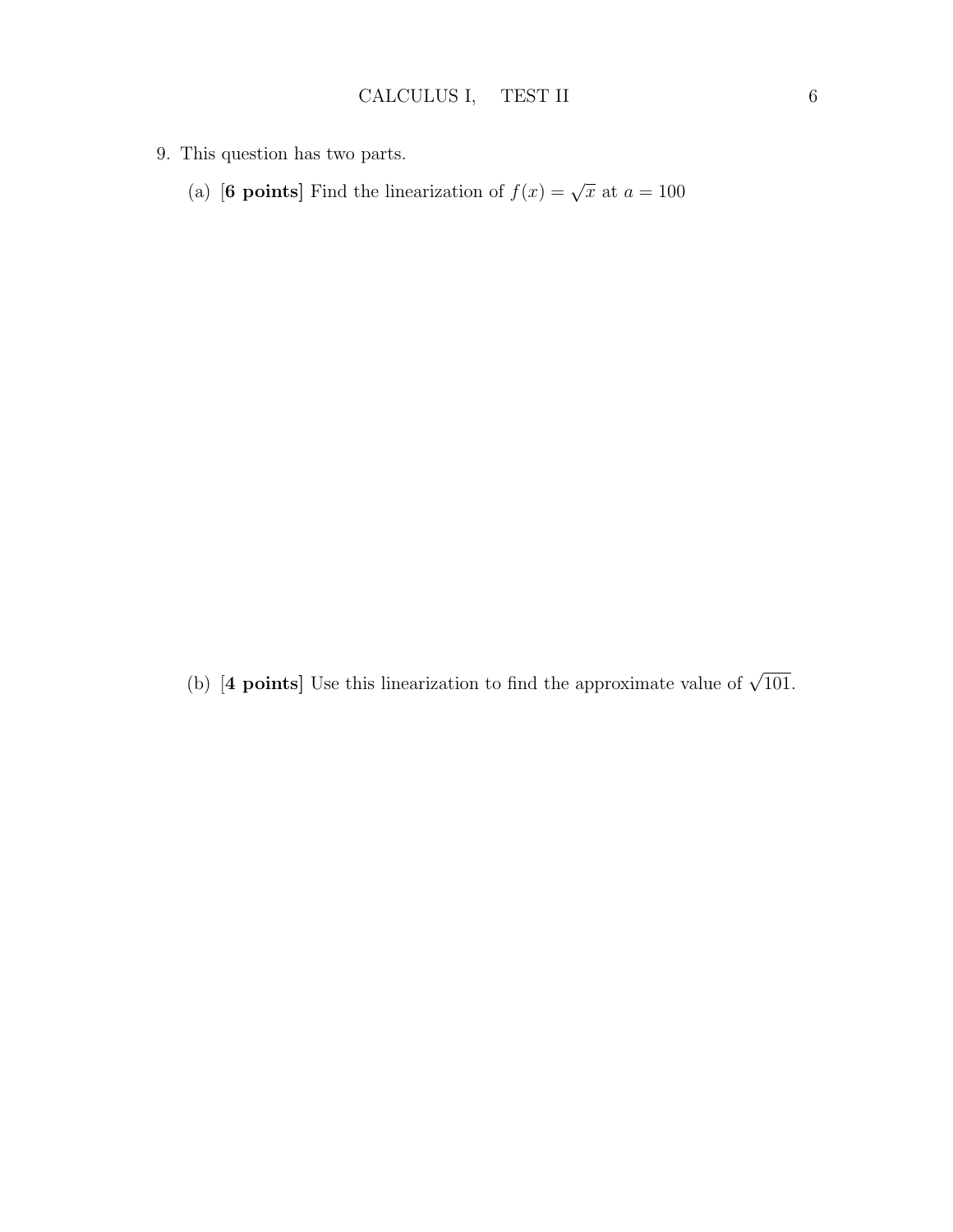9. This question has two parts.

   (a) [**6 points**] Find the linearization of $f(x) = \sqrt{x}$ at $a = 100$

   (b) [**4 points**] Use this linearization to find the approximate value of $\sqrt{101}$.